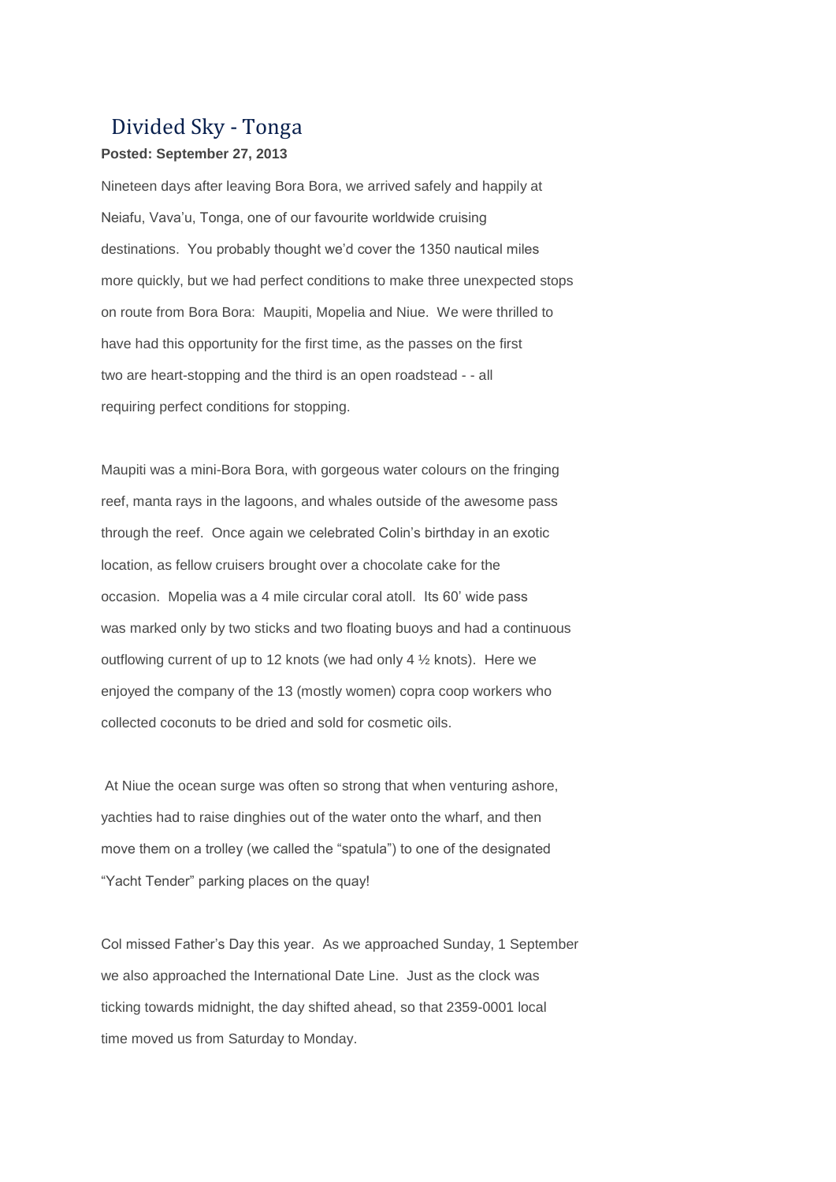# Divided Sky - Tonga

**Posted: September 27, 2013**

Nineteen days after leaving Bora Bora, we arrived safely and happily at Neiafu, Vava'u, Tonga, one of our favourite worldwide cruising destinations. You probably thought we'd cover the 1350 nautical miles more quickly, but we had perfect conditions to make three unexpected stops on route from Bora Bora: Maupiti, Mopelia and Niue. We were thrilled to have had this opportunity for the first time, as the passes on the first two are heart-stopping and the third is an open roadstead - - all requiring perfect conditions for stopping.

Maupiti was a mini-Bora Bora, with gorgeous water colours on the fringing reef, manta rays in the lagoons, and whales outside of the awesome pass through the reef. Once again we celebrated Colin's birthday in an exotic location, as fellow cruisers brought over a chocolate cake for the occasion. Mopelia was a 4 mile circular coral atoll. Its 60' wide pass was marked only by two sticks and two floating buoys and had a continuous outflowing current of up to 12 knots (we had only 4 ½ knots). Here we enjoyed the company of the 13 (mostly women) copra coop workers who collected coconuts to be dried and sold for cosmetic oils.

At Niue the ocean surge was often so strong that when venturing ashore, yachties had to raise dinghies out of the water onto the wharf, and then move them on a trolley (we called the "spatula") to one of the designated "Yacht Tender" parking places on the quay!

Col missed Father's Day this year. As we approached Sunday, 1 September we also approached the International Date Line. Just as the clock was ticking towards midnight, the day shifted ahead, so that 2359-0001 local time moved us from Saturday to Monday.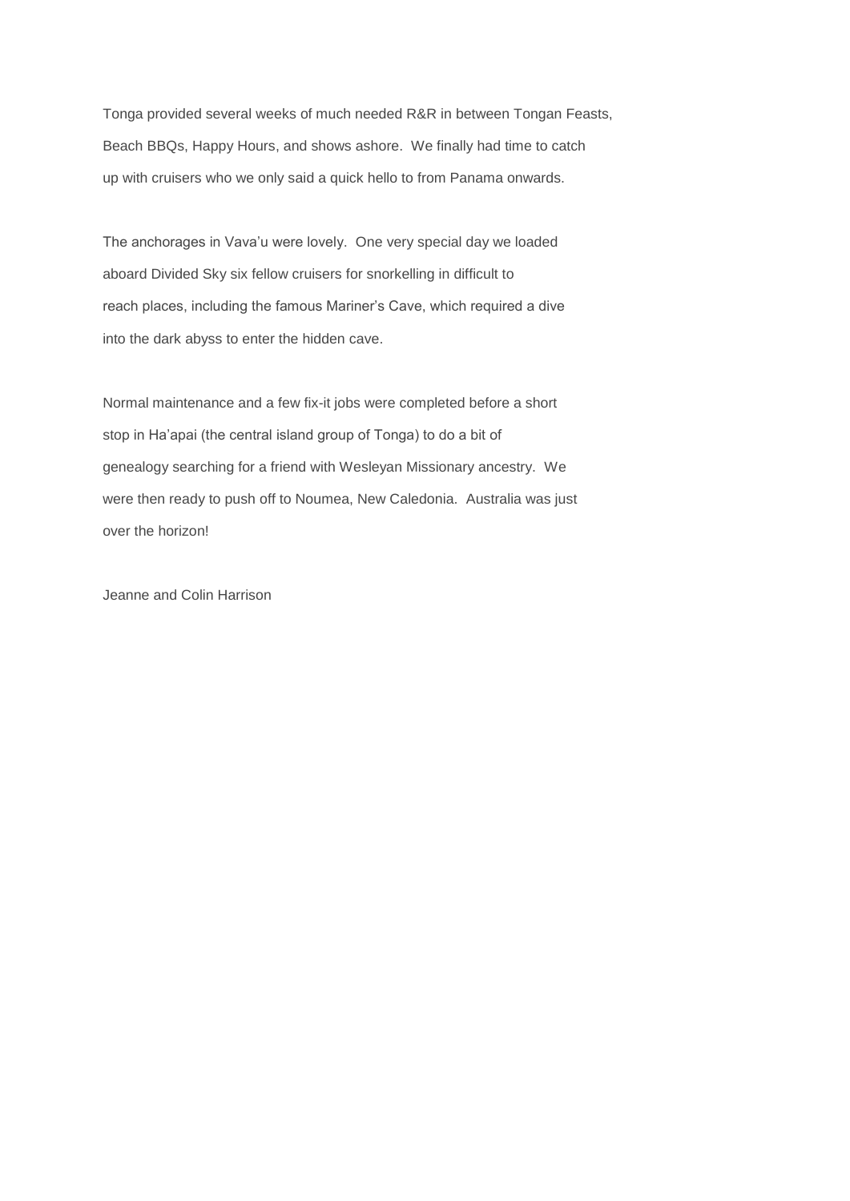Tonga provided several weeks of much needed R&R in between Tongan Feasts, Beach BBQs, Happy Hours, and shows ashore. We finally had time to catch up with cruisers who we only said a quick hello to from Panama onwards.

The anchorages in Vava'u were lovely. One very special day we loaded aboard Divided Sky six fellow cruisers for snorkelling in difficult to reach places, including the famous Mariner's Cave, which required a dive into the dark abyss to enter the hidden cave.

Normal maintenance and a few fix-it jobs were completed before a short stop in Ha'apai (the central island group of Tonga) to do a bit of genealogy searching for a friend with Wesleyan Missionary ancestry. We were then ready to push off to Noumea, New Caledonia. Australia was just over the horizon!

Jeanne and Colin Harrison